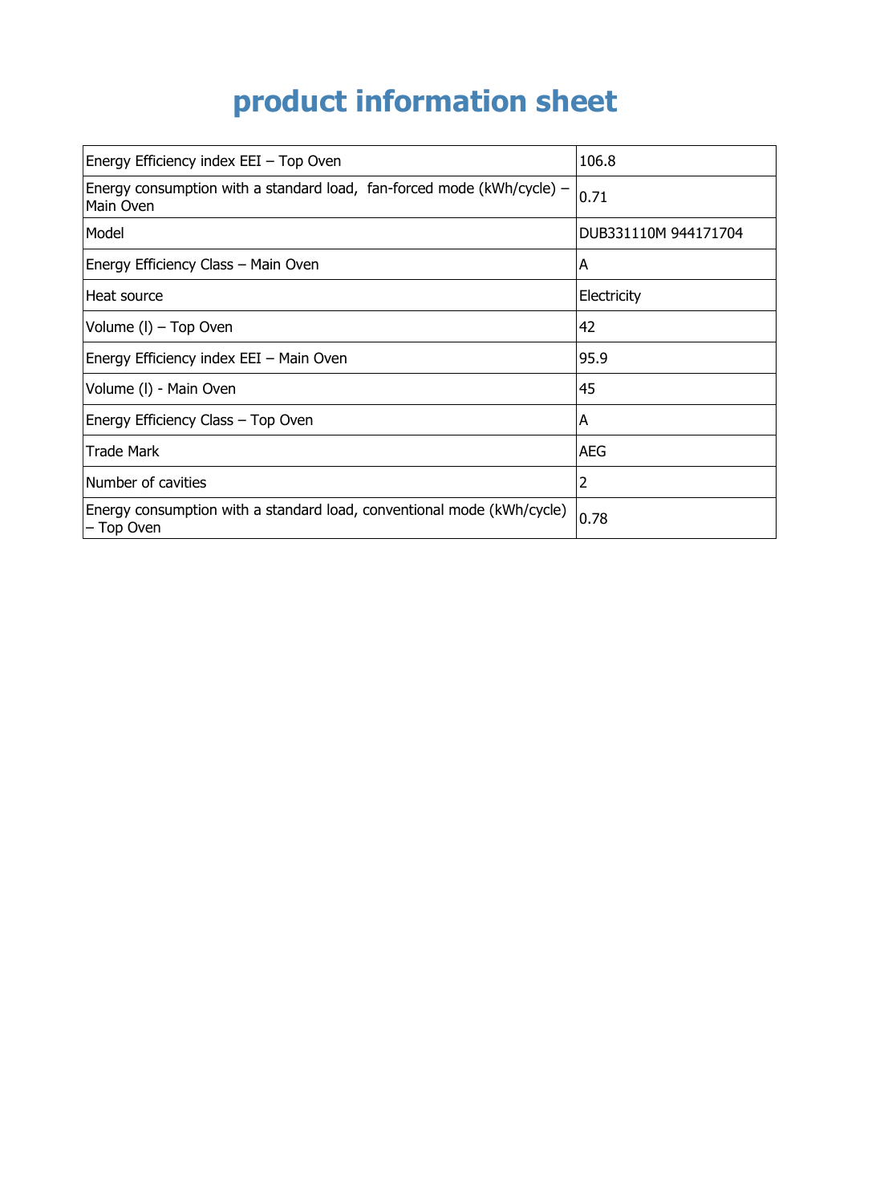# product information sheet

| | |
|---|---|
| Energy Efficiency index EEI – Top Oven | 106.8 |
| Energy consumption with a standard load, fan-forced mode (kWh/cycle) – Main Oven | 0.71 |
| Model | DUB331110M 944171704 |
| Energy Efficiency Class – Main Oven | A |
| Heat source | Electricity |
| Volume (l) – Top Oven | 42 |
| Energy Efficiency index EEI – Main Oven | 95.9 |
| Volume (l) - Main Oven | 45 |
| Energy Efficiency Class – Top Oven | A |
| Trade Mark | AEG |
| Number of cavities | 2 |
| Energy consumption with a standard load, conventional mode (kWh/cycle) – Top Oven | 0.78 |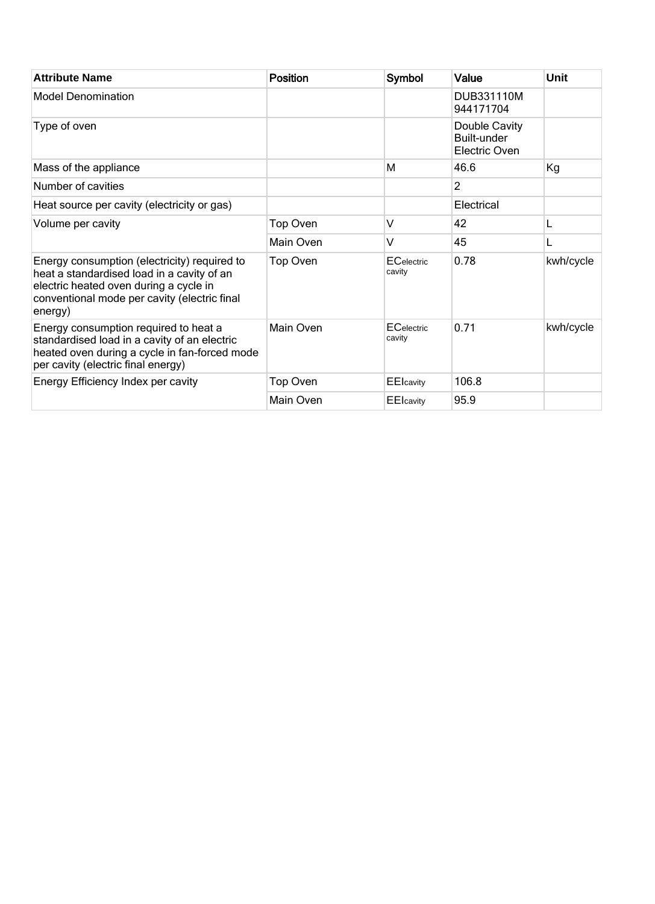| Attribute Name | Position | Symbol | Value | Unit |
| --- | --- | --- | --- | --- |
| Model Denomination | | | DUB331110M 944171704 | |
| Type of oven | | | Double Cavity Built-under Electric Oven | |
| Mass of the appliance | | M | 46.6 | Kg |
| Number of cavities | | | 2 | |
| Heat source per cavity (electricity or gas) | | | Electrical | |
| Volume per cavity | Top Oven | V | 42 | L |
| | Main Oven | V | 45 | L |
| Energy consumption (electricity) required to heat a standardised load in a cavity of an electric heated oven during a cycle in conventional mode per cavity (electric final energy) | Top Oven | $EC_{electric\ cavity}$ | 0.78 | kwh/cycle |
| Energy consumption required to heat a standardised load in a cavity of an electric heated oven during a cycle in fan-forced mode per cavity (electric final energy) | Main Oven | $EC_{electric\ cavity}$ | 0.71 | kwh/cycle |
| Energy Efficiency Index per cavity | Top Oven | $EEI_{cavity}$ | 106.8 | |
| | Main Oven | $EEI_{cavity}$ | 95.9 | |